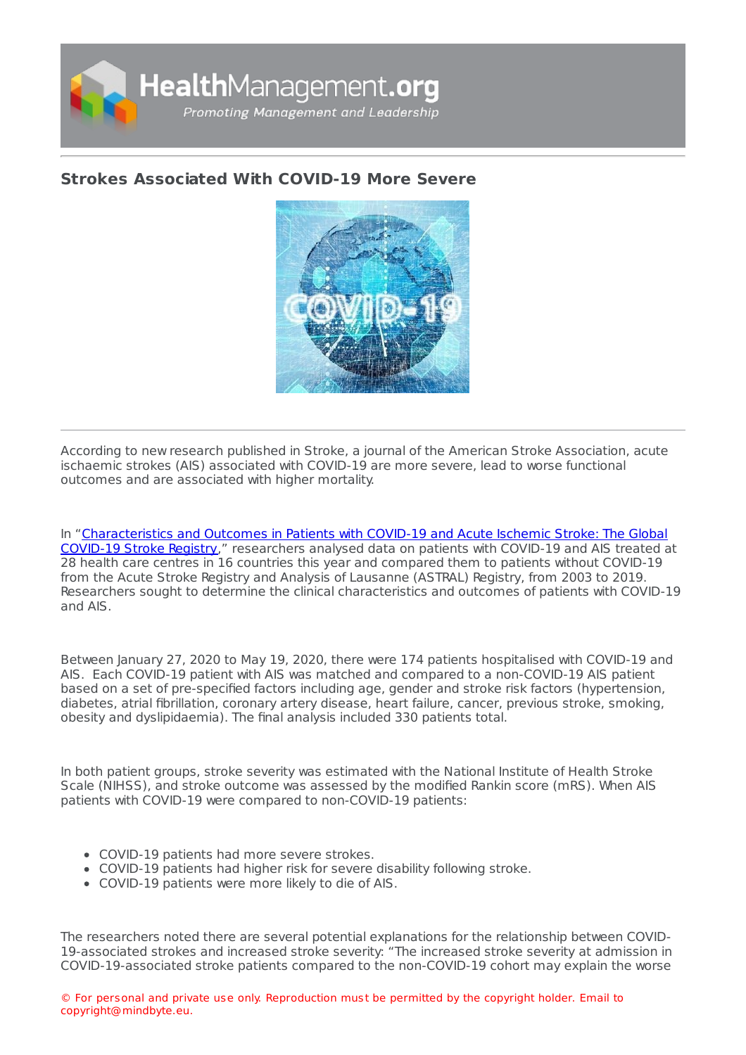# Strokes Associated With COVID-19 More Severe

According to new research published in Stroke, a journal of the American Stroke Association, acute ischaemic strokes (AIS) associated with COVID-19 are more severe, lead to worse functional outcomes and are associated with higher mortality.

In "[Characteristics and Outcomes in Patients with COVID-19 and Acute Ischemic Stroke: The Global COVID-19 Stroke Registry](#)," researchers analysed data on patients with COVID-19 and AIS treated at 28 health care centres in 16 countries this year and compared them to patients without COVID-19 from the Acute Stroke Registry and Analysis of Lausanne (ASTRAL) Registry, from 2003 to 2019. Researchers sought to determine the clinical characteristics and outcomes of patients with COVID-19 and AIS.

Between January 27, 2020 to May 19, 2020, there were 174 patients hospitalised with COVID-19 and AIS. Each COVID-19 patient with AIS was matched and compared to a non-COVID-19 AIS patient based on a set of pre-specified factors including age, gender and stroke risk factors (hypertension, diabetes, atrial fibrillation, coronary artery disease, heart failure, cancer, previous stroke, smoking, obesity and dyslipidaemia). The final analysis included 330 patients total.

In both patient groups, stroke severity was estimated with the National Institute of Health Stroke Scale (NIHSS), and stroke outcome was assessed by the modified Rankin score (mRS). When AIS patients with COVID-19 were compared to non-COVID-19 patients:

- COVID-19 patients had more severe strokes.
- COVID-19 patients had higher risk for severe disability following stroke.
- COVID-19 patients were more likely to die of AIS.

The researchers noted there are several potential explanations for the relationship between COVID-19-associated strokes and increased stroke severity: "The increased stroke severity at admission in COVID-19-associated stroke patients compared to the non-COVID-19 cohort may explain the worse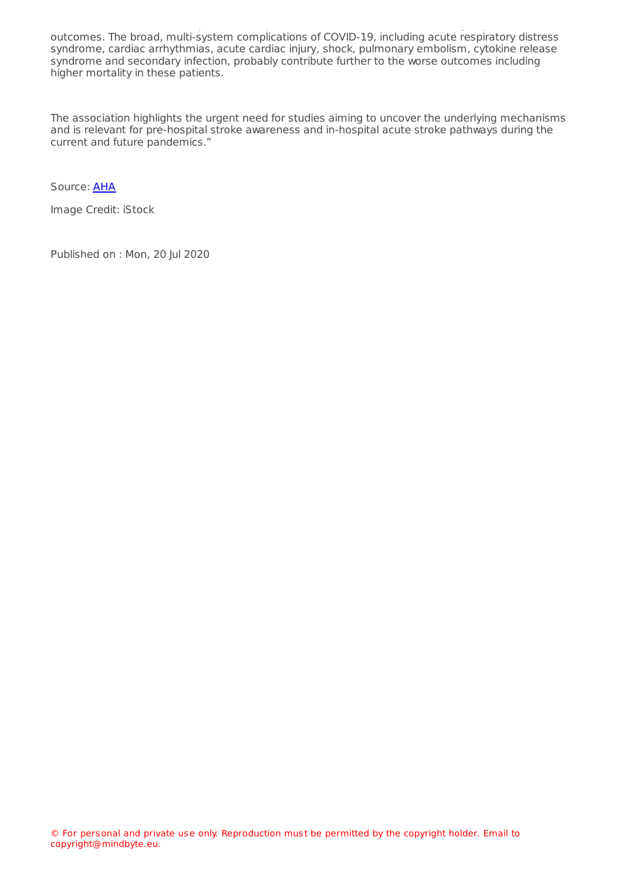outcomes. The broad, multi-system complications of COVID-19, including acute respiratory distress syndrome, cardiac arrhythmias, acute cardiac injury, shock, pulmonary embolism, cytokine release syndrome and secondary infection, probably contribute further to the worse outcomes including higher mortality in these patients.

The association highlights the urgent need for studies aiming to uncover the underlying mechanisms and is relevant for pre-hospital stroke awareness and in-hospital acute stroke pathways during the current and future pandemics."

Source: AHA

Image Credit: iStock

Published on : Mon, 20 Jul 2020

© For personal and private use only. Reproduction must be permitted by the copyright holder. Email to copyright@mindbyte.eu.